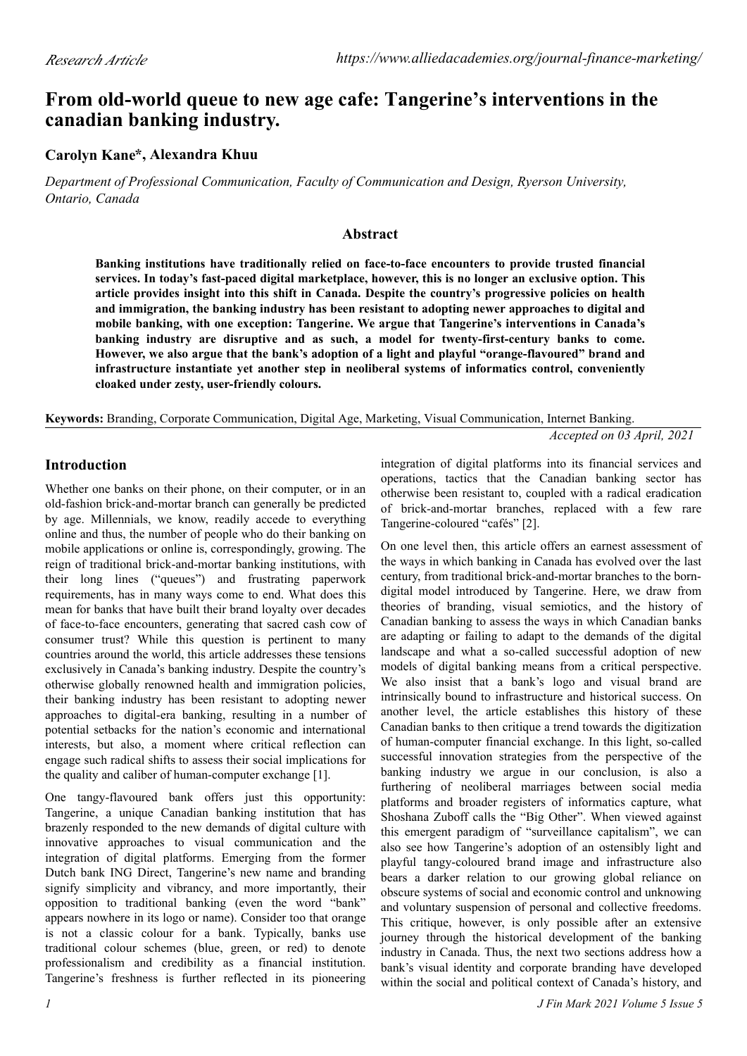*Research Article*

*https://www.alliedacademies.org/journal-finance-marketing/*

# From old-world queue to new age cafe: Tangerine's interventions in the canadian banking industry.

**Carolyn Kane\*, Alexandra Khuu**

*Department of Professional Communication, Faculty of Communication and Design, Ryerson University, Ontario, Canada*

## Abstract

**Banking institutions have traditionally relied on face-to-face encounters to provide trusted financial services. In today's fast-paced digital marketplace, however, this is no longer an exclusive option. This article provides insight into this shift in Canada. Despite the country's progressive policies on health and immigration, the banking industry has been resistant to adopting newer approaches to digital and mobile banking, with one exception: Tangerine. We argue that Tangerine's interventions in Canada's banking industry are disruptive and as such, a model for twenty-first-century banks to come. However, we also argue that the bank's adoption of a light and playful "orange-flavoured" brand and infrastructure instantiate yet another step in neoliberal systems of informatics control, conveniently cloaked under zesty, user-friendly colours.**

**Keywords:** Branding, Corporate Communication, Digital Age, Marketing, Visual Communication, Internet Banking.

*Accepted on 03 April, 2021*

## Introduction

Whether one banks on their phone, on their computer, or in an old-fashion brick-and-mortar branch can generally be predicted by age. Millennials, we know, readily accede to everything online and thus, the number of people who do their banking on mobile applications or online is, correspondingly, growing. The reign of traditional brick-and-mortar banking institutions, with their long lines ("queues") and frustrating paperwork requirements, has in many ways come to end. What does this mean for banks that have built their brand loyalty over decades of face-to-face encounters, generating that sacred cash cow of consumer trust? While this question is pertinent to many countries around the world, this article addresses these tensions exclusively in Canada's banking industry. Despite the country's otherwise globally renowned health and immigration policies, their banking industry has been resistant to adopting newer approaches to digital-era banking, resulting in a number of potential setbacks for the nation's economic and international interests, but also, a moment where critical reflection can engage such radical shifts to assess their social implications for the quality and caliber of human-computer exchange [1].

One tangy-flavoured bank offers just this opportunity: Tangerine, a unique Canadian banking institution that has brazenly responded to the new demands of digital culture with innovative approaches to visual communication and the integration of digital platforms. Emerging from the former Dutch bank ING Direct, Tangerine's new name and branding signify simplicity and vibrancy, and more importantly, their opposition to traditional banking (even the word "bank" appears nowhere in its logo or name). Consider too that orange is not a classic colour for a bank. Typically, banks use traditional colour schemes (blue, green, or red) to denote professionalism and credibility as a financial institution. Tangerine's freshness is further reflected in its pioneering integration of digital platforms into its financial services and operations, tactics that the Canadian banking sector has otherwise been resistant to, coupled with a radical eradication of brick-and-mortar branches, replaced with a few rare Tangerine-coloured "cafés" [2].

On one level then, this article offers an earnest assessment of the ways in which banking in Canada has evolved over the last century, from traditional brick-and-mortar branches to the born-digital model introduced by Tangerine. Here, we draw from theories of branding, visual semiotics, and the history of Canadian banking to assess the ways in which Canadian banks are adapting or failing to adapt to the demands of the digital landscape and what a so-called successful adoption of new models of digital banking means from a critical perspective. We also insist that a bank's logo and visual brand are intrinsically bound to infrastructure and historical success. On another level, the article establishes this history of these Canadian banks to then critique a trend towards the digitization of human-computer financial exchange. In this light, so-called successful innovation strategies from the perspective of the banking industry we argue in our conclusion, is also a furthering of neoliberal marriages between social media platforms and broader registers of informatics capture, what Shoshana Zuboff calls the "Big Other". When viewed against this emergent paradigm of "surveillance capitalism", we can also see how Tangerine's adoption of an ostensibly light and playful tangy-coloured brand image and infrastructure also bears a darker relation to our growing global reliance on obscure systems of social and economic control and unknowing and voluntary suspension of personal and collective freedoms. This critique, however, is only possible after an extensive journey through the historical development of the banking industry in Canada. Thus, the next two sections address how a bank's visual identity and corporate branding have developed within the social and political context of Canada's history, and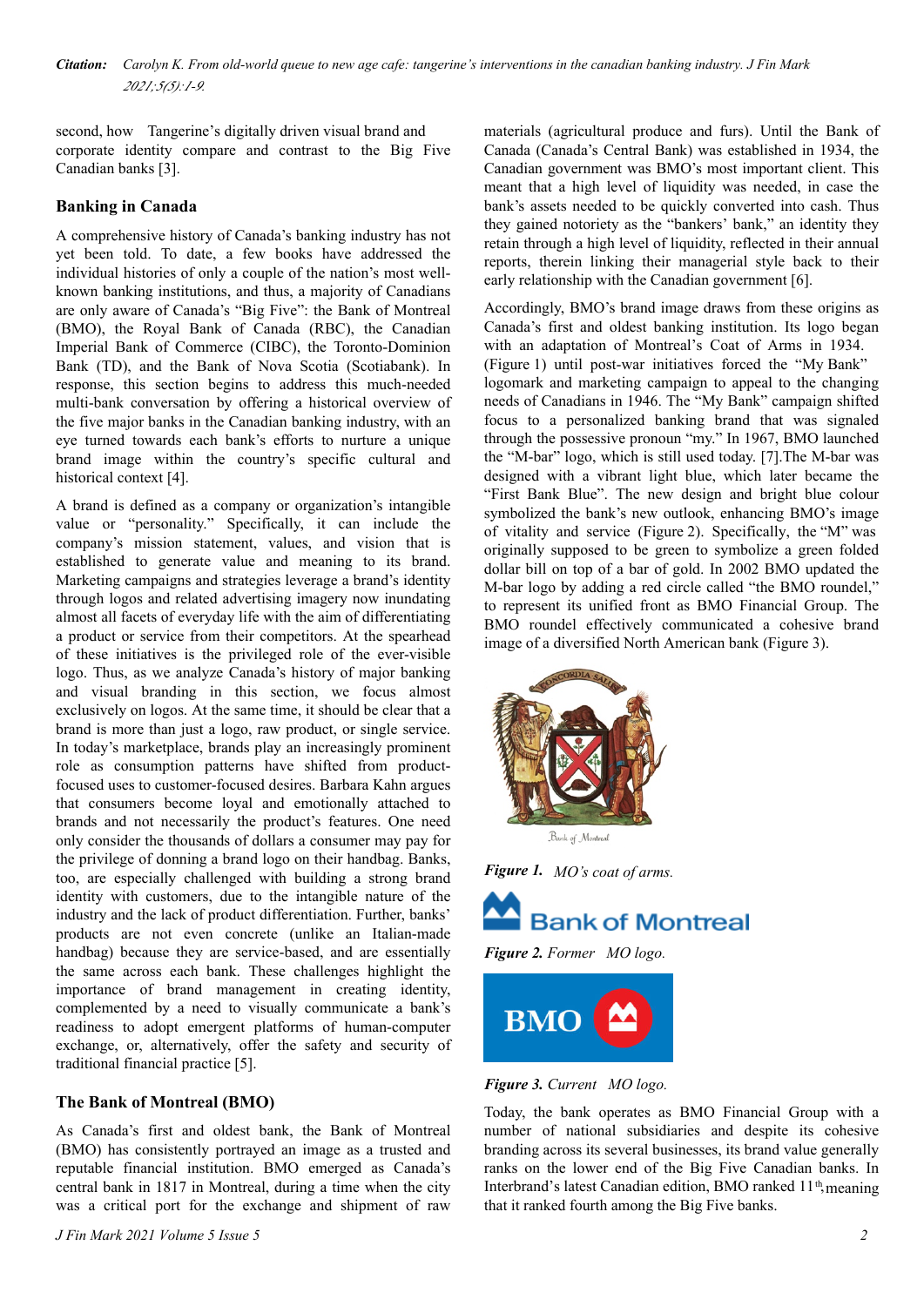second, how Tangerine's digitally driven visual brand and corporate identity compare and contrast to the Big Five Canadian banks [3].

## Banking in Canada

A comprehensive history of Canada's banking industry has not yet been told. To date, a few books have addressed the individual histories of only a couple of the nation's most well-known banking institutions, and thus, a majority of Canadians are only aware of Canada's "Big Five": the Bank of Montreal (BMO), the Royal Bank of Canada (RBC), the Canadian Imperial Bank of Commerce (CIBC), the Toronto-Dominion Bank (TD), and the Bank of Nova Scotia (Scotiabank). In response, this section begins to address this much-needed multi-bank conversation by offering a historical overview of the five major banks in the Canadian banking industry, with an eye turned towards each bank's efforts to nurture a unique brand image within the country's specific cultural and historical context [4].

A brand is defined as a company or organization's intangible value or "personality." Specifically, it can include the company's mission statement, values, and vision that is established to generate value and meaning to its brand. Marketing campaigns and strategies leverage a brand's identity through logos and related advertising imagery now inundating almost all facets of everyday life with the aim of differentiating a product or service from their competitors. At the spearhead of these initiatives is the privileged role of the ever-visible logo. Thus, as we analyze Canada's history of major banking and visual branding in this section, we focus almost exclusively on logos. At the same time, it should be clear that a brand is more than just a logo, raw product, or single service. In today's marketplace, brands play an increasingly prominent role as consumption patterns have shifted from product-focused uses to customer-focused desires. Barbara Kahn argues that consumers become loyal and emotionally attached to brands and not necessarily the product's features. One need only consider the thousands of dollars a consumer may pay for the privilege of donning a brand logo on their handbag. Banks, too, are especially challenged with building a strong brand identity with customers, due to the intangible nature of the industry and the lack of product differentiation. Further, banks' products are not even concrete (unlike an Italian-made handbag) because they are service-based, and are essentially the same across each bank. These challenges highlight the importance of brand management in creating identity, complemented by a need to visually communicate a bank's readiness to adopt emergent platforms of human-computer exchange, or, alternatively, offer the safety and security of traditional financial practice [5].

## The Bank of Montreal (BMO)

As Canada's first and oldest bank, the Bank of Montreal (BMO) has consistently portrayed an image as a trusted and reputable financial institution. BMO emerged as Canada's central bank in 1817 in Montreal, during a time when the city was a critical port for the exchange and shipment of raw materials (agricultural produce and furs). Until the Bank of Canada (Canada's Central Bank) was established in 1934, the Canadian government was BMO's most important client. This meant that a high level of liquidity was needed, in case the bank's assets needed to be quickly converted into cash. Thus they gained notoriety as the "bankers' bank," an identity they retain through a high level of liquidity, reflected in their annual reports, therein linking their managerial style back to their early relationship with the Canadian government [6].

Accordingly, BMO's brand image draws from these origins as Canada's first and oldest banking institution. Its logo began with an adaptation of Montreal's Coat of Arms in 1934. (Figure 1) until post-war initiatives forced the "My Bank" logomark and marketing campaign to appeal to the changing needs of Canadians in 1946. The "My Bank" campaign shifted focus to a personalized banking brand that was signaled through the possessive pronoun "my." In 1967, BMO launched the "M-bar" logo, which is still used today. [7].The M-bar was designed with a vibrant light blue, which later became the "First Bank Blue". The new design and bright blue colour symbolized the bank's new outlook, enhancing BMO's image of vitality and service (Figure 2). Specifically, the "M" was originally supposed to be green to symbolize a green folded dollar bill on top of a bar of gold. In 2002 BMO updated the M-bar logo by adding a red circle called "the BMO roundel," to represent its unified front as BMO Financial Group. The BMO roundel effectively communicated a cohesive brand image of a diversified North American bank (Figure 3).

*Figure 1.* *MO's coat of arms.*

*Figure 2.* *Former MO logo.*

*Figure 3.* *Current MO logo.*

Today, the bank operates as BMO Financial Group with a number of national subsidiaries and despite its cohesive branding across its several businesses, its brand value generally ranks on the lower end of the Big Five Canadian banks. In Interbrand's latest Canadian edition, BMO ranked 11th, meaning that it ranked fourth among the Big Five banks.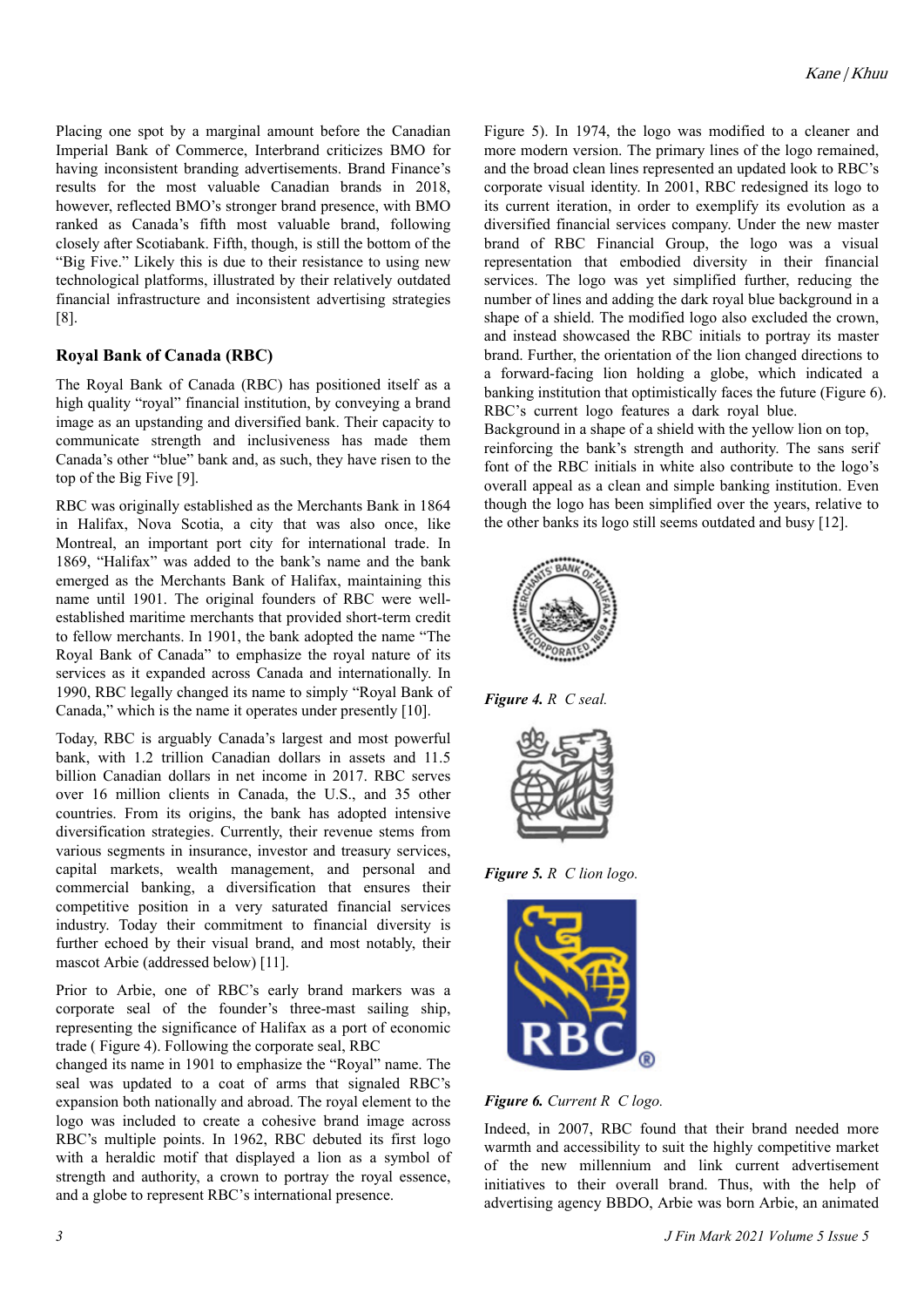Placing one spot by a marginal amount before the Canadian Imperial Bank of Commerce, Interbrand criticizes BMO for having inconsistent branding advertisements. Brand Finance's results for the most valuable Canadian brands in 2018, however, reflected BMO's stronger brand presence, with BMO ranked as Canada's fifth most valuable brand, following closely after Scotiabank. Fifth, though, is still the bottom of the "Big Five." Likely this is due to their resistance to using new technological platforms, illustrated by their relatively outdated financial infrastructure and inconsistent advertising strategies [8].

### Royal Bank of Canada (RBC)

The Royal Bank of Canada (RBC) has positioned itself as a high quality "royal" financial institution, by conveying a brand image as an upstanding and diversified bank. Their capacity to communicate strength and inclusiveness has made them Canada's other "blue" bank and, as such, they have risen to the top of the Big Five [9].

RBC was originally established as the Merchants Bank in 1864 in Halifax, Nova Scotia, a city that was also once, like Montreal, an important port city for international trade. In 1869, "Halifax" was added to the bank's name and the bank emerged as the Merchants Bank of Halifax, maintaining this name until 1901. The original founders of RBC were well-established maritime merchants that provided short-term credit to fellow merchants. In 1901, the bank adopted the name "The Royal Bank of Canada" to emphasize the royal nature of its services as it expanded across Canada and internationally. In 1990, RBC legally changed its name to simply "Royal Bank of Canada," which is the name it operates under presently [10].

Today, RBC is arguably Canada's largest and most powerful bank, with 1.2 trillion Canadian dollars in assets and 11.5 billion Canadian dollars in net income in 2017. RBC serves over 16 million clients in Canada, the U.S., and 35 other countries. From its origins, the bank has adopted intensive diversification strategies. Currently, their revenue stems from various segments in insurance, investor and treasury services, capital markets, wealth management, and personal and commercial banking, a diversification that ensures their competitive position in a very saturated financial services industry. Today their commitment to financial diversity is further echoed by their visual brand, and most notably, their mascot Arbie (addressed below) [11].

Prior to Arbie, one of RBC's early brand markers was a corporate seal of the founder's three-mast sailing ship, representing the significance of Halifax as a port of economic trade ( Figure 4). Following the corporate seal, RBC changed its name in 1901 to emphasize the "Royal" name. The seal was updated to a coat of arms that signaled RBC's expansion both nationally and abroad. The royal element to the logo was included to create a cohesive brand image across RBC's multiple points. In 1962, RBC debuted its first logo with a heraldic motif that displayed a lion as a symbol of strength and authority, a crown to portray the royal essence, and a globe to represent RBC's international presence. Figure 5). In 1974, the logo was modified to a cleaner and more modern version. The primary lines of the logo remained, and the broad clean lines represented an updated look to RBC's corporate visual identity. In 2001, RBC redesigned its logo to its current iteration, in order to exemplify its evolution as a diversified financial services company. Under the new master brand of RBC Financial Group, the logo was a visual representation that embodied diversity in their financial services. The logo was yet simplified further, reducing the number of lines and adding the dark royal blue background in a shape of a shield. The modified logo also excluded the crown, and instead showcased the RBC initials to portray its master brand. Further, the orientation of the lion changed directions to a forward-facing lion holding a globe, which indicated a banking institution that optimistically faces the future (Figure 6). RBC's current logo features a dark royal blue.

Background in a shape of a shield with the yellow lion on top, reinforcing the bank's strength and authority. The sans serif font of the RBC initials in white also contribute to the logo's overall appeal as a clean and simple banking institution. Even though the logo has been simplified over the years, relative to the other banks its logo still seems outdated and busy [12].

***Figure 4.*** *R C seal.*

***Figure 5.*** *R C lion logo.*

***Figure 6.*** *Current R C logo.*

Indeed, in 2007, RBC found that their brand needed more warmth and accessibility to suit the highly competitive market of the new millennium and link current advertisement initiatives to their overall brand. Thus, with the help of advertising agency BBDO, Arbie was born Arbie, an animated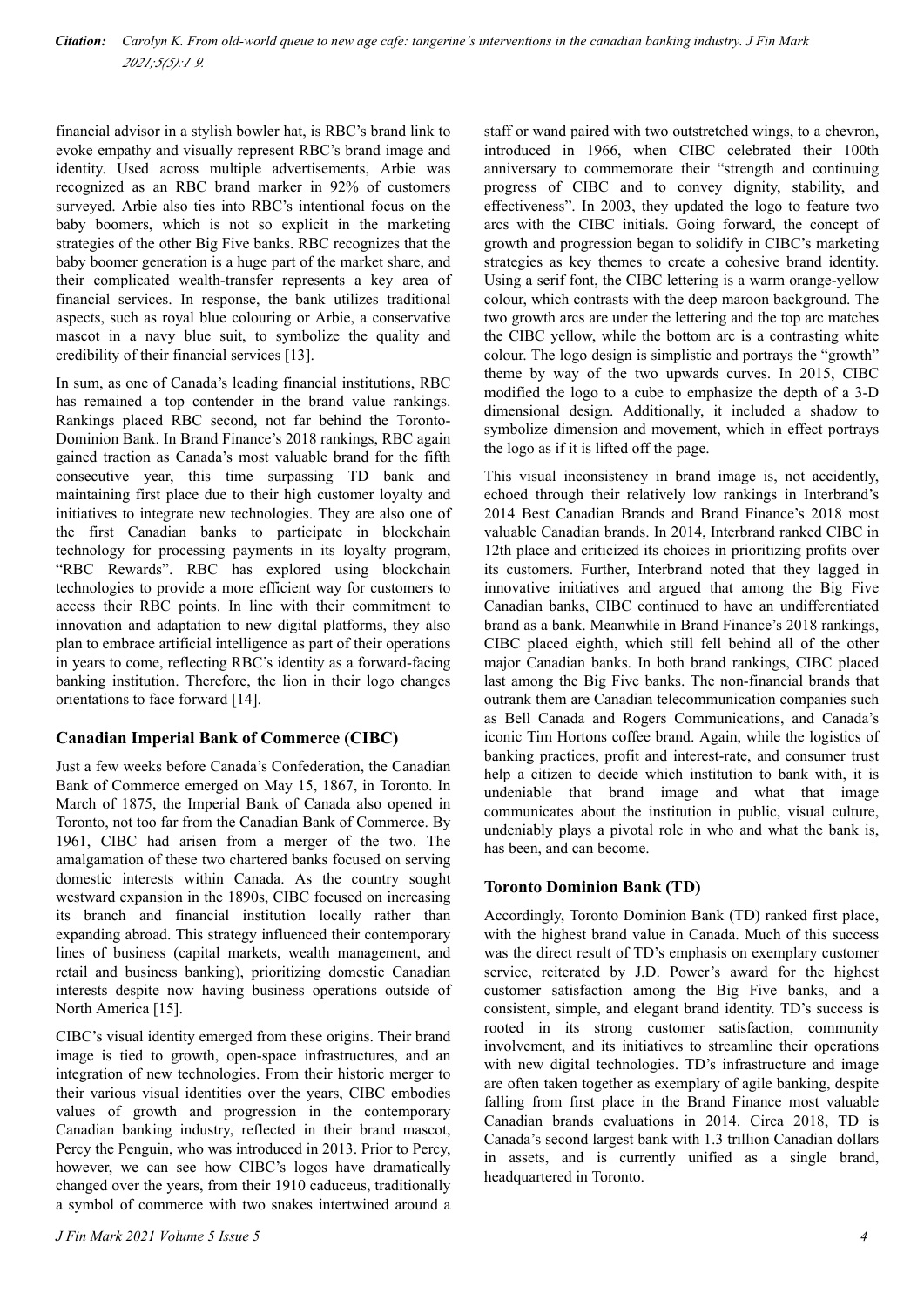financial advisor in a stylish bowler hat, is RBC's brand link to evoke empathy and visually represent RBC's brand image and identity. Used across multiple advertisements, Arbie was recognized as an RBC brand marker in 92% of customers surveyed. Arbie also ties into RBC's intentional focus on the baby boomers, which is not so explicit in the marketing strategies of the other Big Five banks. RBC recognizes that the baby boomer generation is a huge part of the market share, and their complicated wealth-transfer represents a key area of financial services. In response, the bank utilizes traditional aspects, such as royal blue colouring or Arbie, a conservative mascot in a navy blue suit, to symbolize the quality and credibility of their financial services [13].

In sum, as one of Canada's leading financial institutions, RBC has remained a top contender in the brand value rankings. Rankings placed RBC second, not far behind the Toronto-Dominion Bank. In Brand Finance's 2018 rankings, RBC again gained traction as Canada's most valuable brand for the fifth consecutive year, this time surpassing TD bank and maintaining first place due to their high customer loyalty and initiatives to integrate new technologies. They are also one of the first Canadian banks to participate in blockchain technology for processing payments in its loyalty program, "RBC Rewards". RBC has explored using blockchain technologies to provide a more efficient way for customers to access their RBC points. In line with their commitment to innovation and adaptation to new digital platforms, they also plan to embrace artificial intelligence as part of their operations in years to come, reflecting RBC's identity as a forward-facing banking institution. Therefore, the lion in their logo changes orientations to face forward [14].

## Canadian Imperial Bank of Commerce (CIBC)

Just a few weeks before Canada's Confederation, the Canadian Bank of Commerce emerged on May 15, 1867, in Toronto. In March of 1875, the Imperial Bank of Canada also opened in Toronto, not too far from the Canadian Bank of Commerce. By 1961, CIBC had arisen from a merger of the two. The amalgamation of these two chartered banks focused on serving domestic interests within Canada. As the country sought westward expansion in the 1890s, CIBC focused on increasing its branch and financial institution locally rather than expanding abroad. This strategy influenced their contemporary lines of business (capital markets, wealth management, and retail and business banking), prioritizing domestic Canadian interests despite now having business operations outside of North America [15].

CIBC's visual identity emerged from these origins. Their brand image is tied to growth, open-space infrastructures, and an integration of new technologies. From their historic merger to their various visual identities over the years, CIBC embodies values of growth and progression in the contemporary Canadian banking industry, reflected in their brand mascot, Percy the Penguin, who was introduced in 2013. Prior to Percy, however, we can see how CIBC's logos have dramatically changed over the years, from their 1910 caduceus, traditionally a symbol of commerce with two snakes intertwined around a staff or wand paired with two outstretched wings, to a chevron, introduced in 1966, when CIBC celebrated their 100th anniversary to commemorate their "strength and continuing progress of CIBC and to convey dignity, stability, and effectiveness". In 2003, they updated the logo to feature two arcs with the CIBC initials. Going forward, the concept of growth and progression began to solidify in CIBC's marketing strategies as key themes to create a cohesive brand identity. Using a serif font, the CIBC lettering is a warm orange-yellow colour, which contrasts with the deep maroon background. The two growth arcs are under the lettering and the top arc matches the CIBC yellow, while the bottom arc is a contrasting white colour. The logo design is simplistic and portrays the "growth" theme by way of the two upwards curves. In 2015, CIBC modified the logo to a cube to emphasize the depth of a 3-D dimensional design. Additionally, it included a shadow to symbolize dimension and movement, which in effect portrays the logo as if it is lifted off the page.

This visual inconsistency in brand image is, not accidently, echoed through their relatively low rankings in Interbrand's 2014 Best Canadian Brands and Brand Finance's 2018 most valuable Canadian brands. In 2014, Interbrand ranked CIBC in 12th place and criticized its choices in prioritizing profits over its customers. Further, Interbrand noted that they lagged in innovative initiatives and argued that among the Big Five Canadian banks, CIBC continued to have an undifferentiated brand as a bank. Meanwhile in Brand Finance's 2018 rankings, CIBC placed eighth, which still fell behind all of the other major Canadian banks. In both brand rankings, CIBC placed last among the Big Five banks. The non-financial brands that outrank them are Canadian telecommunication companies such as Bell Canada and Rogers Communications, and Canada's iconic Tim Hortons coffee brand. Again, while the logistics of banking practices, profit and interest-rate, and consumer trust help a citizen to decide which institution to bank with, it is undeniable that brand image and what that image communicates about the institution in public, visual culture, undeniably plays a pivotal role in who and what the bank is, has been, and can become.

## Toronto Dominion Bank (TD)

Accordingly, Toronto Dominion Bank (TD) ranked first place, with the highest brand value in Canada. Much of this success was the direct result of TD's emphasis on exemplary customer service, reiterated by J.D. Power's award for the highest customer satisfaction among the Big Five banks, and a consistent, simple, and elegant brand identity. TD's success is rooted in its strong customer satisfaction, community involvement, and its initiatives to streamline their operations with new digital technologies. TD's infrastructure and image are often taken together as exemplary of agile banking, despite falling from first place in the Brand Finance most valuable Canadian brands evaluations in 2014. Circa 2018, TD is Canada's second largest bank with 1.3 trillion Canadian dollars in assets, and is currently unified as a single brand, headquartered in Toronto.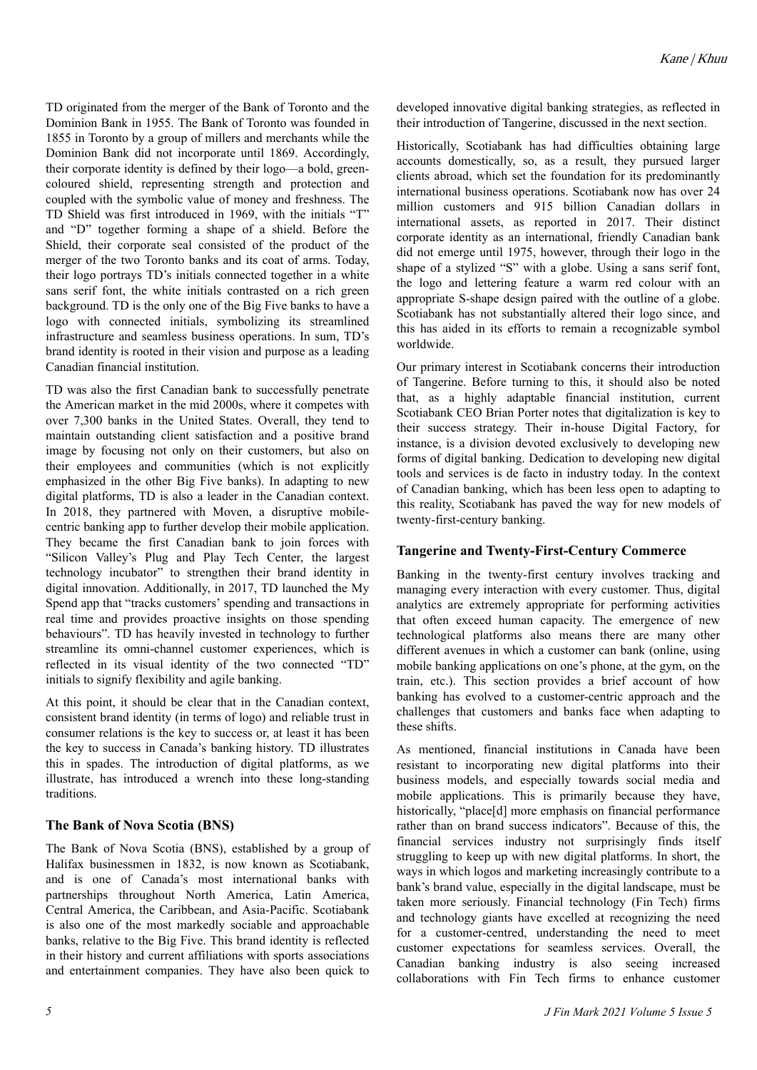TD originated from the merger of the Bank of Toronto and the Dominion Bank in 1955. The Bank of Toronto was founded in 1855 in Toronto by a group of millers and merchants while the Dominion Bank did not incorporate until 1869. Accordingly, their corporate identity is defined by their logo—a bold, green-coloured shield, representing strength and protection and coupled with the symbolic value of money and freshness. The TD Shield was first introduced in 1969, with the initials "T" and "D" together forming a shape of a shield. Before the Shield, their corporate seal consisted of the product of the merger of the two Toronto banks and its coat of arms. Today, their logo portrays TD's initials connected together in a white sans serif font, the white initials contrasted on a rich green background. TD is the only one of the Big Five banks to have a logo with connected initials, symbolizing its streamlined infrastructure and seamless business operations. In sum, TD's brand identity is rooted in their vision and purpose as a leading Canadian financial institution.

TD was also the first Canadian bank to successfully penetrate the American market in the mid 2000s, where it competes with over 7,300 banks in the United States. Overall, they tend to maintain outstanding client satisfaction and a positive brand image by focusing not only on their customers, but also on their employees and communities (which is not explicitly emphasized in the other Big Five banks). In adapting to new digital platforms, TD is also a leader in the Canadian context. In 2018, they partnered with Moven, a disruptive mobile-centric banking app to further develop their mobile application. They became the first Canadian bank to join forces with "Silicon Valley's Plug and Play Tech Center, the largest technology incubator" to strengthen their brand identity in digital innovation. Additionally, in 2017, TD launched the My Spend app that "tracks customers' spending and transactions in real time and provides proactive insights on those spending behaviours". TD has heavily invested in technology to further streamline its omni-channel customer experiences, which is reflected in its visual identity of the two connected "TD" initials to signify flexibility and agile banking.

At this point, it should be clear that in the Canadian context, consistent brand identity (in terms of logo) and reliable trust in consumer relations is the key to success or, at least it has been the key to success in Canada's banking history. TD illustrates this in spades. The introduction of digital platforms, as we illustrate, has introduced a wrench into these long-standing traditions.

### The Bank of Nova Scotia (BNS)

The Bank of Nova Scotia (BNS), established by a group of Halifax businessmen in 1832, is now known as Scotiabank, and is one of Canada's most international banks with partnerships throughout North America, Latin America, Central America, the Caribbean, and Asia-Pacific. Scotiabank is also one of the most markedly sociable and approachable banks, relative to the Big Five. This brand identity is reflected in their history and current affiliations with sports associations and entertainment companies. They have also been quick to developed innovative digital banking strategies, as reflected in their introduction of Tangerine, discussed in the next section.

Historically, Scotiabank has had difficulties obtaining large accounts domestically, so, as a result, they pursued larger clients abroad, which set the foundation for its predominantly international business operations. Scotiabank now has over 24 million customers and 915 billion Canadian dollars in international assets, as reported in 2017. Their distinct corporate identity as an international, friendly Canadian bank did not emerge until 1975, however, through their logo in the shape of a stylized "S" with a globe. Using a sans serif font, the logo and lettering feature a warm red colour with an appropriate S-shape design paired with the outline of a globe. Scotiabank has not substantially altered their logo since, and this has aided in its efforts to remain a recognizable symbol worldwide.

Our primary interest in Scotiabank concerns their introduction of Tangerine. Before turning to this, it should also be noted that, as a highly adaptable financial institution, current Scotiabank CEO Brian Porter notes that digitalization is key to their success strategy. Their in-house Digital Factory, for instance, is a division devoted exclusively to developing new forms of digital banking. Dedication to developing new digital tools and services is de facto in industry today. In the context of Canadian banking, which has been less open to adapting to this reality, Scotiabank has paved the way for new models of twenty-first-century banking.

### Tangerine and Twenty-First-Century Commerce

Banking in the twenty-first century involves tracking and managing every interaction with every customer. Thus, digital analytics are extremely appropriate for performing activities that often exceed human capacity. The emergence of new technological platforms also means there are many other different avenues in which a customer can bank (online, using mobile banking applications on one's phone, at the gym, on the train, etc.). This section provides a brief account of how banking has evolved to a customer-centric approach and the challenges that customers and banks face when adapting to these shifts.

As mentioned, financial institutions in Canada have been resistant to incorporating new digital platforms into their business models, and especially towards social media and mobile applications. This is primarily because they have, historically, "place[d] more emphasis on financial performance rather than on brand success indicators". Because of this, the financial services industry not surprisingly finds itself struggling to keep up with new digital platforms. In short, the ways in which logos and marketing increasingly contribute to a bank's brand value, especially in the digital landscape, must be taken more seriously. Financial technology (Fin Tech) firms and technology giants have excelled at recognizing the need for a customer-centred, understanding the need to meet customer expectations for seamless services. Overall, the Canadian banking industry is also seeing increased collaborations with Fin Tech firms to enhance customer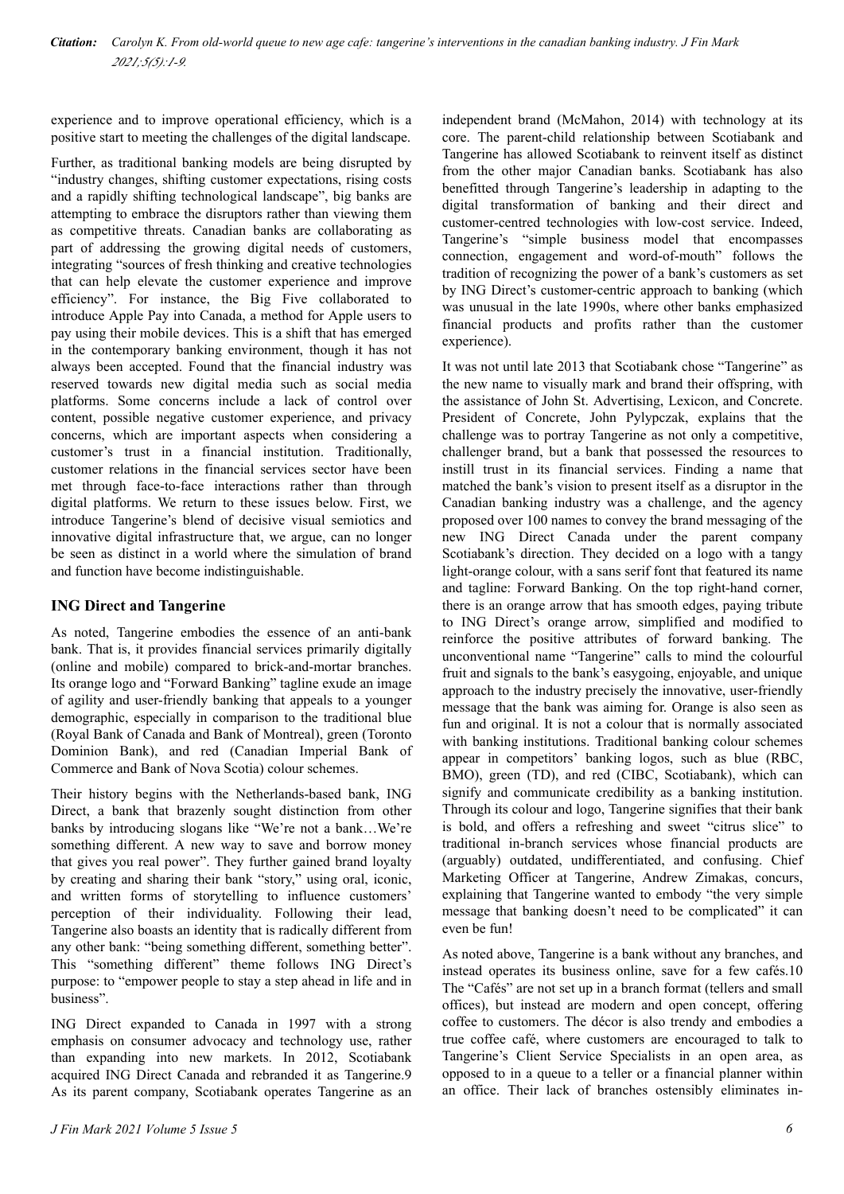experience and to improve operational efficiency, which is a positive start to meeting the challenges of the digital landscape.

Further, as traditional banking models are being disrupted by "industry changes, shifting customer expectations, rising costs and a rapidly shifting technological landscape", big banks are attempting to embrace the disruptors rather than viewing them as competitive threats. Canadian banks are collaborating as part of addressing the growing digital needs of customers, integrating "sources of fresh thinking and creative technologies that can help elevate the customer experience and improve efficiency". For instance, the Big Five collaborated to introduce Apple Pay into Canada, a method for Apple users to pay using their mobile devices. This is a shift that has emerged in the contemporary banking environment, though it has not always been accepted. Found that the financial industry was reserved towards new digital media such as social media platforms. Some concerns include a lack of control over content, possible negative customer experience, and privacy concerns, which are important aspects when considering a customer's trust in a financial institution. Traditionally, customer relations in the financial services sector have been met through face-to-face interactions rather than through digital platforms. We return to these issues below. First, we introduce Tangerine's blend of decisive visual semiotics and innovative digital infrastructure that, we argue, can no longer be seen as distinct in a world where the simulation of brand and function have become indistinguishable.

## ING Direct and Tangerine

As noted, Tangerine embodies the essence of an anti-bank bank. That is, it provides financial services primarily digitally (online and mobile) compared to brick-and-mortar branches. Its orange logo and "Forward Banking" tagline exude an image of agility and user-friendly banking that appeals to a younger demographic, especially in comparison to the traditional blue (Royal Bank of Canada and Bank of Montreal), green (Toronto Dominion Bank), and red (Canadian Imperial Bank of Commerce and Bank of Nova Scotia) colour schemes.

Their history begins with the Netherlands-based bank, ING Direct, a bank that brazenly sought distinction from other banks by introducing slogans like "We're not a bank…We're something different. A new way to save and borrow money that gives you real power". They further gained brand loyalty by creating and sharing their bank "story," using oral, iconic, and written forms of storytelling to influence customers' perception of their individuality. Following their lead, Tangerine also boasts an identity that is radically different from any other bank: "being something different, something better". This "something different" theme follows ING Direct's purpose: to "empower people to stay a step ahead in life and in business".

ING Direct expanded to Canada in 1997 with a strong emphasis on consumer advocacy and technology use, rather than expanding into new markets. In 2012, Scotiabank acquired ING Direct Canada and rebranded it as Tangerine.9 As its parent company, Scotiabank operates Tangerine as an independent brand (McMahon, 2014) with technology at its core. The parent-child relationship between Scotiabank and Tangerine has allowed Scotiabank to reinvent itself as distinct from the other major Canadian banks. Scotiabank has also benefitted through Tangerine's leadership in adapting to the digital transformation of banking and their direct and customer-centred technologies with low-cost service. Indeed, Tangerine's "simple business model that encompasses connection, engagement and word-of-mouth" follows the tradition of recognizing the power of a bank's customers as set by ING Direct's customer-centric approach to banking (which was unusual in the late 1990s, where other banks emphasized financial products and profits rather than the customer experience).

It was not until late 2013 that Scotiabank chose "Tangerine" as the new name to visually mark and brand their offspring, with the assistance of John St. Advertising, Lexicon, and Concrete. President of Concrete, John Pylypczak, explains that the challenge was to portray Tangerine as not only a competitive, challenger brand, but a bank that possessed the resources to instill trust in its financial services. Finding a name that matched the bank's vision to present itself as a disruptor in the Canadian banking industry was a challenge, and the agency proposed over 100 names to convey the brand messaging of the new ING Direct Canada under the parent company Scotiabank's direction. They decided on a logo with a tangy light-orange colour, with a sans serif font that featured its name and tagline: Forward Banking. On the top right-hand corner, there is an orange arrow that has smooth edges, paying tribute to ING Direct's orange arrow, simplified and modified to reinforce the positive attributes of forward banking. The unconventional name "Tangerine" calls to mind the colourful fruit and signals to the bank's easygoing, enjoyable, and unique approach to the industry precisely the innovative, user-friendly message that the bank was aiming for. Orange is also seen as fun and original. It is not a colour that is normally associated with banking institutions. Traditional banking colour schemes appear in competitors' banking logos, such as blue (RBC, BMO), green (TD), and red (CIBC, Scotiabank), which can signify and communicate credibility as a banking institution. Through its colour and logo, Tangerine signifies that their bank is bold, and offers a refreshing and sweet "citrus slice" to traditional in-branch services whose financial products are (arguably) outdated, undifferentiated, and confusing. Chief Marketing Officer at Tangerine, Andrew Zimakas, concurs, explaining that Tangerine wanted to embody "the very simple message that banking doesn't need to be complicated" it can even be fun!

As noted above, Tangerine is a bank without any branches, and instead operates its business online, save for a few cafés.10 The "Cafés" are not set up in a branch format (tellers and small offices), but instead are modern and open concept, offering coffee to customers. The décor is also trendy and embodies a true coffee café, where customers are encouraged to talk to Tangerine's Client Service Specialists in an open area, as opposed to in a queue to a teller or a financial planner within an office. Their lack of branches ostensibly eliminates in-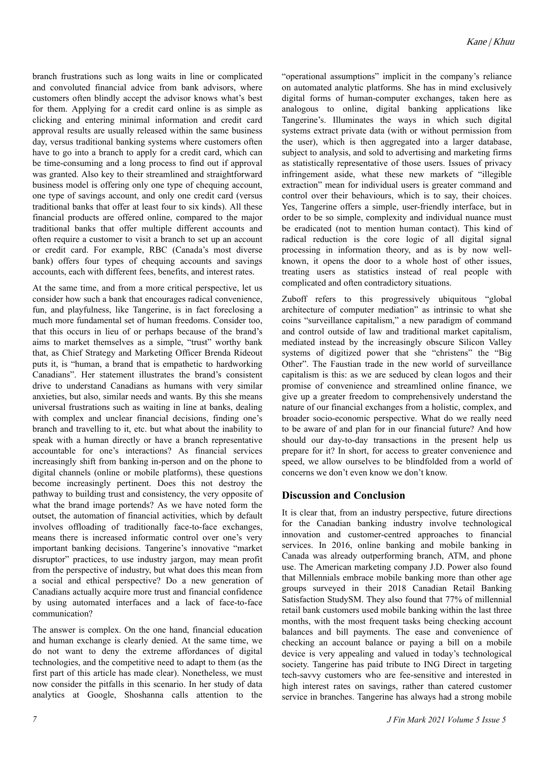branch frustrations such as long waits in line or complicated and convoluted financial advice from bank advisors, where customers often blindly accept the advisor knows what's best for them. Applying for a credit card online is as simple as clicking and entering minimal information and credit card approval results are usually released within the same business day, versus traditional banking systems where customers often have to go into a branch to apply for a credit card, which can be time-consuming and a long process to find out if approval was granted. Also key to their streamlined and straightforward business model is offering only one type of chequing account, one type of savings account, and only one credit card (versus traditional banks that offer at least four to six kinds). All these financial products are offered online, compared to the major traditional banks that offer multiple different accounts and often require a customer to visit a branch to set up an account or credit card. For example, RBC (Canada's most diverse bank) offers four types of chequing accounts and savings accounts, each with different fees, benefits, and interest rates.

At the same time, and from a more critical perspective, let us consider how such a bank that encourages radical convenience, fun, and playfulness, like Tangerine, is in fact foreclosing a much more fundamental set of human freedoms. Consider too, that this occurs in lieu of or perhaps because of the brand's aims to market themselves as a simple, "trust" worthy bank that, as Chief Strategy and Marketing Officer Brenda Rideout puts it, is "human, a brand that is empathetic to hardworking Canadians". Her statement illustrates the brand's consistent drive to understand Canadians as humans with very similar anxieties, but also, similar needs and wants. By this she means universal frustrations such as waiting in line at banks, dealing with complex and unclear financial decisions, finding one's branch and travelling to it, etc. but what about the inability to speak with a human directly or have a branch representative accountable for one's interactions? As financial services increasingly shift from banking in-person and on the phone to digital channels (online or mobile platforms), these questions become increasingly pertinent. Does this not destroy the pathway to building trust and consistency, the very opposite of what the brand image portends? As we have noted form the outset, the automation of financial activities, which by default involves offloading of traditionally face-to-face exchanges, means there is increased informatic control over one's very important banking decisions. Tangerine's innovative "market disruptor" practices, to use industry jargon, may mean profit from the perspective of industry, but what does this mean from a social and ethical perspective? Do a new generation of Canadians actually acquire more trust and financial confidence by using automated interfaces and a lack of face-to-face communication?

The answer is complex. On the one hand, financial education and human exchange is clearly denied. At the same time, we do not want to deny the extreme affordances of digital technologies, and the competitive need to adapt to them (as the first part of this article has made clear). Nonetheless, we must now consider the pitfalls in this scenario. In her study of data analytics at Google, Shoshanna calls attention to the "operational assumptions" implicit in the company's reliance on automated analytic platforms. She has in mind exclusively digital forms of human-computer exchanges, taken here as analogous to online, digital banking applications like Tangerine's. Illuminates the ways in which such digital systems extract private data (with or without permission from the user), which is then aggregated into a larger database, subject to analysis, and sold to advertising and marketing firms as statistically representative of those users. Issues of privacy infringement aside, what these new markets of "illegible extraction" mean for individual users is greater command and control over their behaviours, which is to say, their choices. Yes, Tangerine offers a simple, user-friendly interface, but in order to be so simple, complexity and individual nuance must be eradicated (not to mention human contact). This kind of radical reduction is the core logic of all digital signal processing in information theory, and as is by now well-known, it opens the door to a whole host of other issues, treating users as statistics instead of real people with complicated and often contradictory situations.

Zuboff refers to this progressively ubiquitous "global architecture of computer mediation" as intrinsic to what she coins "surveillance capitalism," a new paradigm of command and control outside of law and traditional market capitalism, mediated instead by the increasingly obscure Silicon Valley systems of digitized power that she "christens" the "Big Other". The Faustian trade in the new world of surveillance capitalism is this: as we are seduced by clean logos and their promise of convenience and streamlined online finance, we give up a greater freedom to comprehensively understand the nature of our financial exchanges from a holistic, complex, and broader socio-economic perspective. What do we really need to be aware of and plan for in our financial future? And how should our day-to-day transactions in the present help us prepare for it? In short, for access to greater convenience and speed, we allow ourselves to be blindfolded from a world of concerns we don't even know we don't know.

## Discussion and Conclusion

It is clear that, from an industry perspective, future directions for the Canadian banking industry involve technological innovation and customer-centred approaches to financial services. In 2016, online banking and mobile banking in Canada was already outperforming branch, ATM, and phone use. The American marketing company J.D. Power also found that Millennials embrace mobile banking more than other age groups surveyed in their 2018 Canadian Retail Banking Satisfaction StudySM. They also found that 77% of millennial retail bank customers used mobile banking within the last three months, with the most frequent tasks being checking account balances and bill payments. The ease and convenience of checking an account balance or paying a bill on a mobile device is very appealing and valued in today's technological society. Tangerine has paid tribute to ING Direct in targeting tech-savvy customers who are fee-sensitive and interested in high interest rates on savings, rather than catered customer service in branches. Tangerine has always had a strong mobile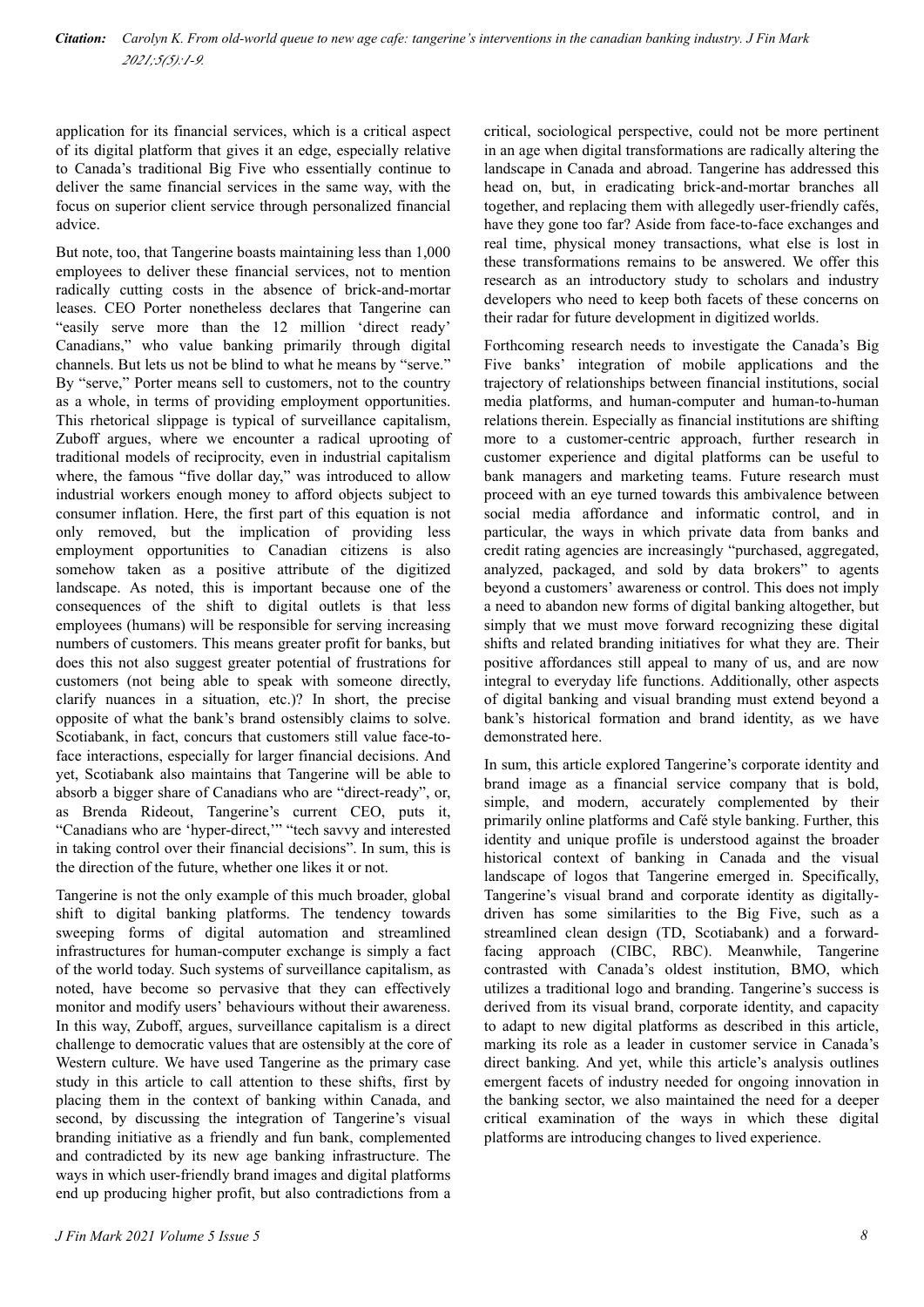application for its financial services, which is a critical aspect of its digital platform that gives it an edge, especially relative to Canada's traditional Big Five who essentially continue to deliver the same financial services in the same way, with the focus on superior client service through personalized financial advice.

But note, too, that Tangerine boasts maintaining less than 1,000 employees to deliver these financial services, not to mention radically cutting costs in the absence of brick-and-mortar leases. CEO Porter nonetheless declares that Tangerine can "easily serve more than the 12 million 'direct ready' Canadians," who value banking primarily through digital channels. But lets us not be blind to what he means by "serve." By "serve," Porter means sell to customers, not to the country as a whole, in terms of providing employment opportunities. This rhetorical slippage is typical of surveillance capitalism, Zuboff argues, where we encounter a radical uprooting of traditional models of reciprocity, even in industrial capitalism where, the famous "five dollar day," was introduced to allow industrial workers enough money to afford objects subject to consumer inflation. Here, the first part of this equation is not only removed, but the implication of providing less employment opportunities to Canadian citizens is also somehow taken as a positive attribute of the digitized landscape. As noted, this is important because one of the consequences of the shift to digital outlets is that less employees (humans) will be responsible for serving increasing numbers of customers. This means greater profit for banks, but does this not also suggest greater potential of frustrations for customers (not being able to speak with someone directly, clarify nuances in a situation, etc.)? In short, the precise opposite of what the bank's brand ostensibly claims to solve. Scotiabank, in fact, concurs that customers still value face-to-face interactions, especially for larger financial decisions. And yet, Scotiabank also maintains that Tangerine will be able to absorb a bigger share of Canadians who are "direct-ready", or, as Brenda Rideout, Tangerine's current CEO, puts it, "Canadians who are 'hyper-direct,'" "tech savvy and interested in taking control over their financial decisions". In sum, this is the direction of the future, whether one likes it or not.

Tangerine is not the only example of this much broader, global shift to digital banking platforms. The tendency towards sweeping forms of digital automation and streamlined infrastructures for human-computer exchange is simply a fact of the world today. Such systems of surveillance capitalism, as noted, have become so pervasive that they can effectively monitor and modify users' behaviours without their awareness. In this way, Zuboff, argues, surveillance capitalism is a direct challenge to democratic values that are ostensibly at the core of Western culture. We have used Tangerine as the primary case study in this article to call attention to these shifts, first by placing them in the context of banking within Canada, and second, by discussing the integration of Tangerine's visual branding initiative as a friendly and fun bank, complemented and contradicted by its new age banking infrastructure. The ways in which user-friendly brand images and digital platforms end up producing higher profit, but also contradictions from a critical, sociological perspective, could not be more pertinent in an age when digital transformations are radically altering the landscape in Canada and abroad. Tangerine has addressed this head on, but, in eradicating brick-and-mortar branches all together, and replacing them with allegedly user-friendly cafés, have they gone too far? Aside from face-to-face exchanges and real time, physical money transactions, what else is lost in these transformations remains to be answered. We offer this research as an introductory study to scholars and industry developers who need to keep both facets of these concerns on their radar for future development in digitized worlds.

Forthcoming research needs to investigate the Canada's Big Five banks' integration of mobile applications and the trajectory of relationships between financial institutions, social media platforms, and human-computer and human-to-human relations therein. Especially as financial institutions are shifting more to a customer-centric approach, further research in customer experience and digital platforms can be useful to bank managers and marketing teams. Future research must proceed with an eye turned towards this ambivalence between social media affordance and informatic control, and in particular, the ways in which private data from banks and credit rating agencies are increasingly "purchased, aggregated, analyzed, packaged, and sold by data brokers" to agents beyond a customers' awareness or control. This does not imply a need to abandon new forms of digital banking altogether, but simply that we must move forward recognizing these digital shifts and related branding initiatives for what they are. Their positive affordances still appeal to many of us, and are now integral to everyday life functions. Additionally, other aspects of digital banking and visual branding must extend beyond a bank's historical formation and brand identity, as we have demonstrated here.

In sum, this article explored Tangerine's corporate identity and brand image as a financial service company that is bold, simple, and modern, accurately complemented by their primarily online platforms and Café style banking. Further, this identity and unique profile is understood against the broader historical context of banking in Canada and the visual landscape of logos that Tangerine emerged in. Specifically, Tangerine's visual brand and corporate identity as digitally-driven has some similarities to the Big Five, such as a streamlined clean design (TD, Scotiabank) and a forward-facing approach (CIBC, RBC). Meanwhile, Tangerine contrasted with Canada's oldest institution, BMO, which utilizes a traditional logo and branding. Tangerine's success is derived from its visual brand, corporate identity, and capacity to adapt to new digital platforms as described in this article, marking its role as a leader in customer service in Canada's direct banking. And yet, while this article's analysis outlines emergent facets of industry needed for ongoing innovation in the banking sector, we also maintained the need for a deeper critical examination of the ways in which these digital platforms are introducing changes to lived experience.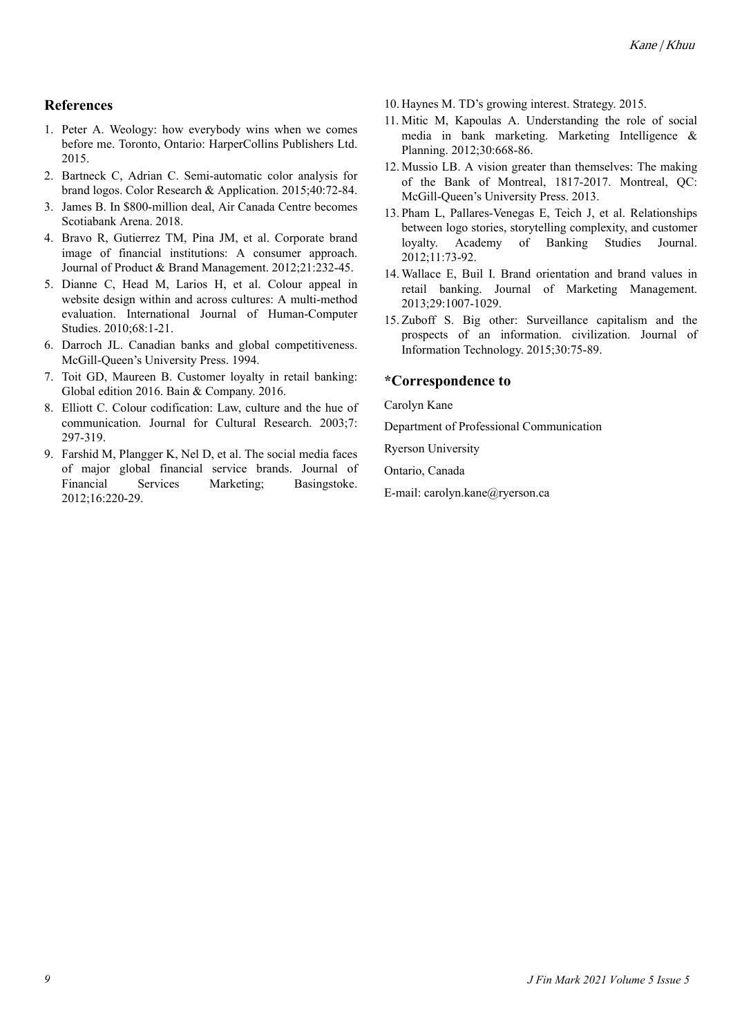## References

1. Peter A. Weology: how everybody wins when we comes before me. Toronto, Ontario: HarperCollins Publishers Ltd. 2015.
2. Bartneck C, Adrian C. Semi-automatic color analysis for brand logos. Color Research & Application. 2015;40:72-84.
3. James B. In $800-million deal, Air Canada Centre becomes Scotiabank Arena. 2018.
4. Bravo R, Gutierrez TM, Pina JM, et al. Corporate brand image of financial institutions: A consumer approach. Journal of Product & Brand Management. 2012;21:232-45.
5. Dianne C, Head M, Larios H, et al. Colour appeal in website design within and across cultures: A multi-method evaluation. International Journal of Human-Computer Studies. 2010;68:1-21.
6. Darroch JL. Canadian banks and global competitiveness. McGill-Queen's University Press. 1994.
7. Toit GD, Maureen B. Customer loyalty in retail banking: Global edition 2016. Bain & Company. 2016.
8. Elliott C. Colour codification: Law, culture and the hue of communication. Journal for Cultural Research. 2003;7: 297-319.
9. Farshid M, Plangger K, Nel D, et al. The social media faces of major global financial service brands. Journal of Financial Services Marketing; Basingstoke. 2012;16:220-29.
10. Haynes M. TD's growing interest. Strategy. 2015.
11. Mitic M, Kapoulas A. Understanding the role of social media in bank marketing. Marketing Intelligence & Planning. 2012;30:668-86.
12. Mussio LB. A vision greater than themselves: The making of the Bank of Montreal, 1817-2017. Montreal, QC: McGill-Queen's University Press. 2013.
13. Pham L, Pallares-Venegas E, Teich J, et al. Relationships between logo stories, storytelling complexity, and customer loyalty. Academy of Banking Studies Journal. 2012;11:73-92.
14. Wallace E, Buil I. Brand orientation and brand values in retail banking. Journal of Marketing Management. 2013;29:1007-1029.
15. Zuboff S. Big other: Surveillance capitalism and the prospects of an information. civilization. Journal of Information Technology. 2015;30:75-89.

## *Correspondence to

Carolyn Kane

Department of Professional Communication

Ryerson University

Ontario, Canada

E-mail: carolyn.kane@ryerson.ca